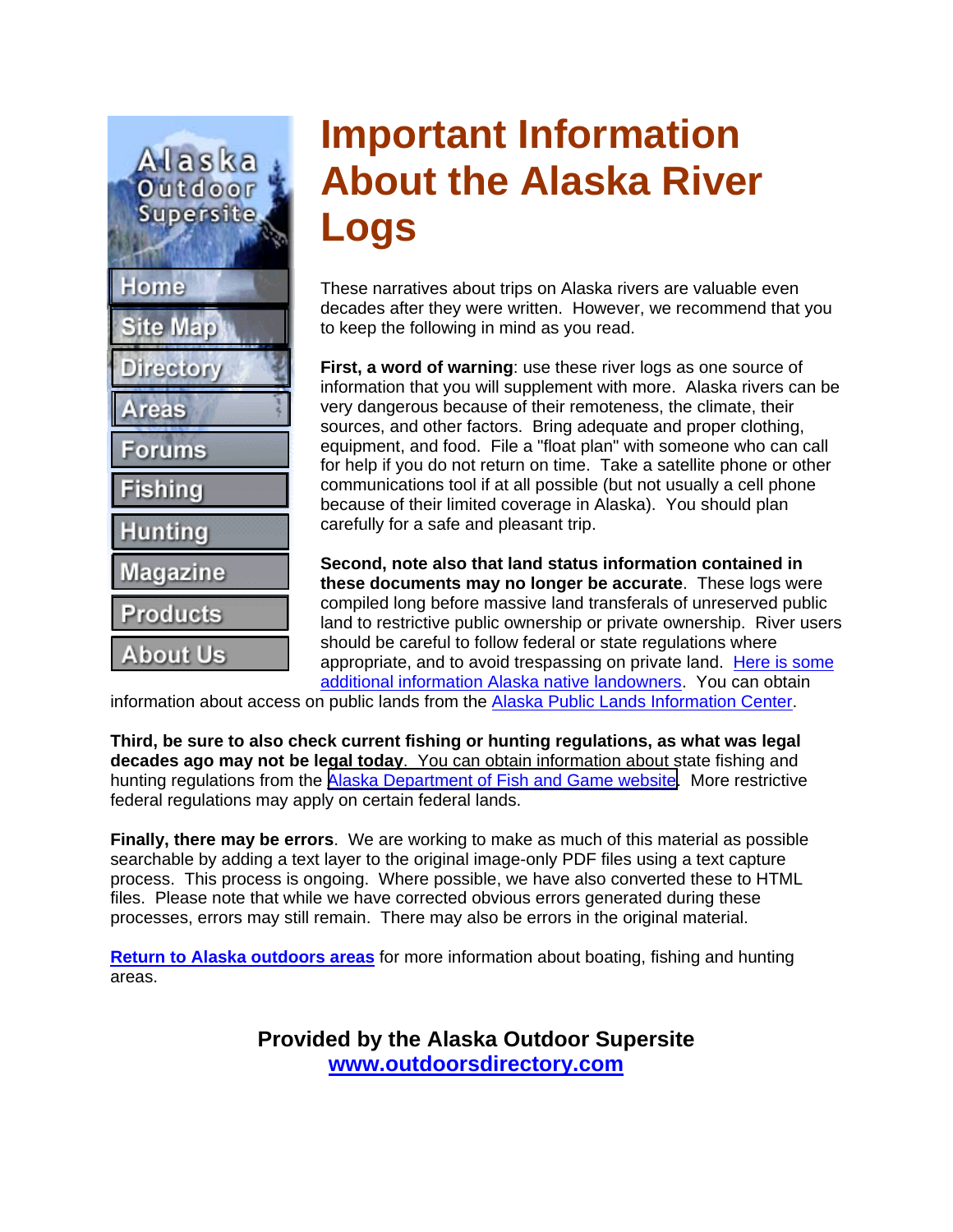Alaska Outdoor Supersite

- Home
- Site Map
- Directory
- Areas
- Forums
- Fishing
- Hunting
- Magazine
- Products
- About Us

# Important Information About the Alaska River Logs

These narratives about trips on Alaska rivers are valuable even decades after they were written. However, we recommend that you to keep the following in mind as you read.

**First, a word of warning**: use these river logs as one source of information that you will supplement with more. Alaska rivers can be very dangerous because of their remoteness, the climate, their sources, and other factors. Bring adequate and proper clothing, equipment, and food. File a "float plan" with someone who can call for help if you do not return on time. Take a satellite phone or other communications tool if at all possible (but not usually a cell phone because of their limited coverage in Alaska). You should plan carefully for a safe and pleasant trip.

**Second, note also that land status information contained in these documents may no longer be accurate**. These logs were compiled long before massive land transferals of unreserved public land to restrictive public ownership or private ownership. River users should be careful to follow federal or state regulations where appropriate, and to avoid trespassing on private land. Here is some additional information Alaska native landowners. You can obtain information about access on public lands from the Alaska Public Lands Information Center.

**Third, be sure to also check current fishing or hunting regulations, as what was legal decades ago may not be legal today**. You can obtain information about state fishing and hunting regulations from the Alaska Department of Fish and Game website. More restrictive federal regulations may apply on certain federal lands.

**Finally, there may be errors**. We are working to make as much of this material as possible searchable by adding a text layer to the original image-only PDF files using a text capture process. This process is ongoing. Where possible, we have also converted these to HTML files. Please note that while we have corrected obvious errors generated during these processes, errors may still remain. There may also be errors in the original material.

**Return to Alaska outdoors areas** for more information about boating, fishing and hunting areas.

**Provided by the Alaska Outdoor Supersite**
**www.outdoorsdirectory.com**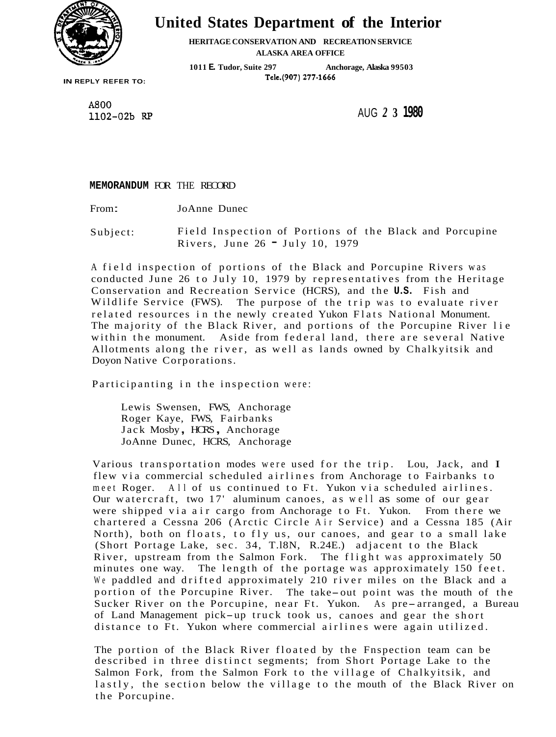# United States Department of the Interior

**HERITAGE CONSERVATION AND RECREATION SERVICE**
**ALASKA AREA OFFICE**
**1011 E. Tudor, Suite 297 Anchorage, Alaska 99503**
**Tele.(907) 277-1666**

IN REPLY REFER TO:

A800
1102-02b RP

AUG 2 3 1980

**MEMORANDUM** FOR THE RECORD

From: JoAnne Dunec

Subject: Field Inspection of Portions of the Black and Porcupine Rivers, June 26 - July 10, 1979

A field inspection of portions of the Black and Porcupine Rivers was conducted June 26 to July 10, 1979 by representatives from the Heritage Conservation and Recreation Service (HCRS), and the U.S. Fish and Wildlife Service (FWS). The purpose of the trip was to evaluate river related resources in the newly created Yukon Flats National Monument. The majority of the Black River, and portions of the Porcupine River lie within the monument. Aside from federal land, there are several Native Allotments along the river, as well as lands owned by Chalkyitsik and Doyon Native Corporations.

Participanting in the inspection were:

Lewis Swensen, FWS, Anchorage
Roger Kaye, FWS, Fairbanks
Jack Mosby, HCRS, Anchorage
JoAnne Dunec, HCRS, Anchorage

Various transportation modes were used for the trip. Lou, Jack, and I flew via commercial scheduled airlines from Anchorage to Fairbanks to meet Roger. All of us continued to Ft. Yukon via scheduled airlines. Our watercraft, two 17' aluminum canoes, as well as some of our gear were shipped via air cargo from Anchorage to Ft. Yukon. From there we chartered a Cessna 206 (Arctic Circle Air Service) and a Cessna 185 (Air North), both on floats, to fly us, our canoes, and gear to a small lake (Short Portage Lake, sec. 34, T.18N, R.24E.) adjacent to the Black River, upstream from the Salmon Fork. The flight was approximately 50 minutes one way. The length of the portage was approximately 150 feet. We paddled and drifted approximately 210 river miles on the Black and a portion of the Porcupine River. The take-out point was the mouth of the Sucker River on the Porcupine, near Ft. Yukon. As pre-arranged, a Bureau of Land Management pick-up truck took us, canoes and gear the short distance to Ft. Yukon where commercial airlines were again utilized.

The portion of the Black River floated by the Fnspection team can be described in three distinct segments; from Short Portage Lake to the Salmon Fork, from the Salmon Fork to the village of Chalkyitsik, and lastly, the section below the village to the mouth of the Black River on the Porcupine.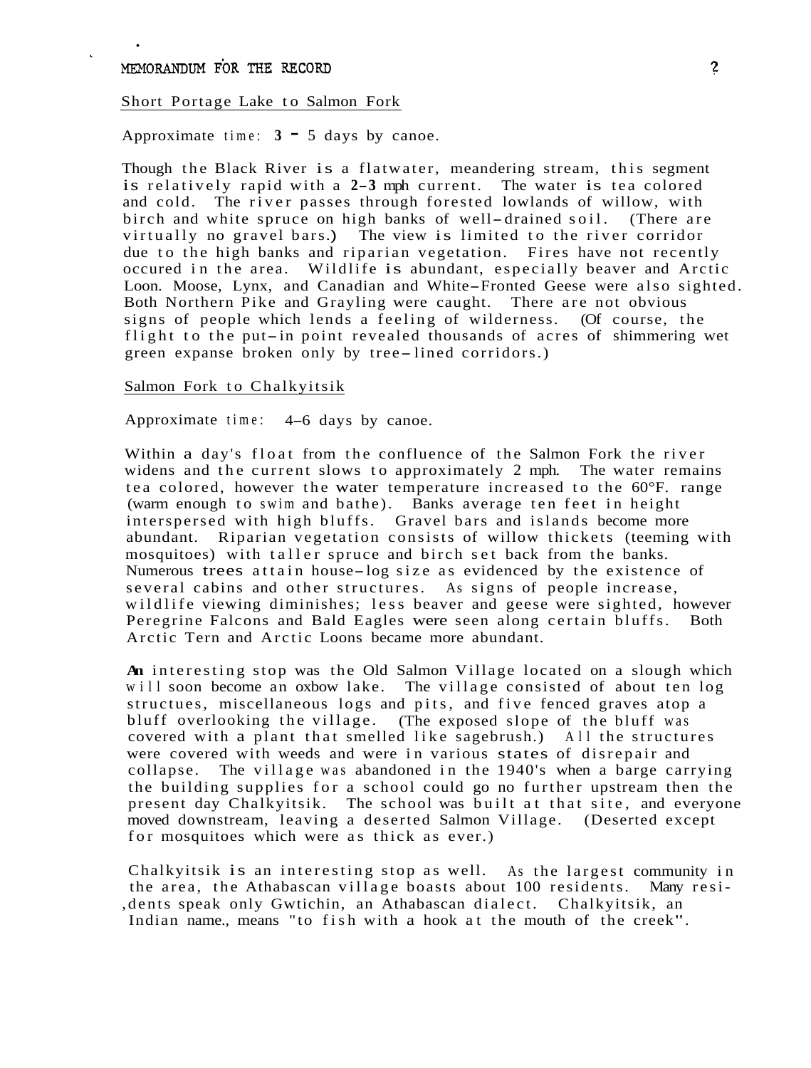MEMORANDUM FOR THE RECORD

Short Portage Lake to Salmon Fork

Approximate time: **3 - 5** days by canoe.

Though the Black River is a flatwater, meandering stream, this segment is relatively rapid with a **2-3** mph current. The water is tea colored and cold. The river passes through forested lowlands of willow, with birch and white spruce on high banks of well-drained soil. (There are virtually no gravel bars.) The view is limited to the river corridor due to the high banks and riparian vegetation. Fires have not recently occured in the area. Wildlife is abundant, especially beaver and Arctic Loon. Moose, Lynx, and Canadian and White-Fronted Geese were also sighted. Both Northern Pike and Grayling were caught. There are not obvious signs of people which lends a feeling of wilderness. (Of course, the flight to the put-in point revealed thousands of acres of shimmering wet green expanse broken only by tree-lined corridors.)

Salmon Fork to Chalkyitsik

Approximate time: 4-6 days by canoe.

Within a day's float from the confluence of the Salmon Fork the river widens and the current slows to approximately 2 mph. The water remains tea colored, however the water temperature increased to the 60°F. range (warm enough to swim and bathe). Banks average ten feet in height interspersed with high bluffs. Gravel bars and islands become more abundant. Riparian vegetation consists of willow thickets (teeming with mosquitoes) with taller spruce and birch set back from the banks. Numerous trees attain house-log size as evidenced by the existence of several cabins and other structures. As signs of people increase, wildlife viewing diminishes; less beaver and geese were sighted, however Peregrine Falcons and Bald Eagles were seen along certain bluffs. Both Arctic Tern and Arctic Loons became more abundant.

An interesting stop was the Old Salmon Village located on a slough which will soon become an oxbow lake. The village consisted of about ten log structues, miscellaneous logs and pits, and five fenced graves atop a bluff overlooking the village. (The exposed slope of the bluff was covered with a plant that smelled like sagebrush.) All the structures were covered with weeds and were in various states of disrepair and collapse. The village was abandoned in the 1940's when a barge carrying the building supplies for a school could go no further upstream then the present day Chalkyitsik. The school was built at that site, and everyone moved downstream, leaving a deserted Salmon Village. (Deserted except for mosquitoes which were as thick as ever.)

Chalkyitsik is an interesting stop as well. As the largest community in the area, the Athabascan village boasts about 100 residents. Many residents speak only Gwtichin, an Athabascan dialect. Chalkyitsik, an Indian name., means "to fish with a hook at the mouth of the creek".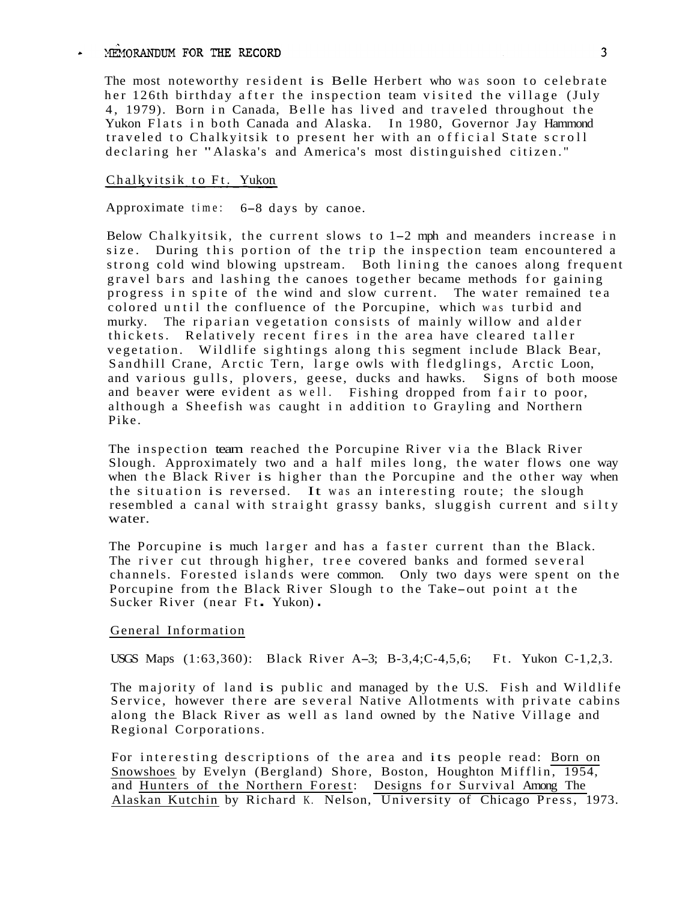The most noteworthy resident is Belle Herbert who was soon to celebrate her 126th birthday after the inspection team visited the village (July 4, 1979). Born in Canada, Belle has lived and traveled throughout the Yukon Flats in both Canada and Alaska. In 1980, Governor Jay Hammond traveled to Chalkyitsik to present her with an official State scroll declaring her "Alaska's and America's most distinguished citizen."

## Chalkyitsik to Ft. Yukon

Approximate time: 6–8 days by canoe.

Below Chalkyitsik, the current slows to 1–2 mph and meanders increase in size. During this portion of the trip the inspection team encountered a strong cold wind blowing upstream. Both lining the canoes along frequent gravel bars and lashing the canoes together became methods for gaining progress in spite of the wind and slow current. The water remained tea colored until the confluence of the Porcupine, which was turbid and murky. The riparian vegetation consists of mainly willow and alder thickets. Relatively recent fires in the area have cleared taller vegetation. Wildlife sightings along this segment include Black Bear, Sandhill Crane, Arctic Tern, large owls with fledglings, Arctic Loon, and various gulls, plovers, geese, ducks and hawks. Signs of both moose and beaver were evident as well. Fishing dropped from fair to poor, although a Sheefish was caught in addition to Grayling and Northern Pike.

The inspection team reached the Porcupine River via the Black River Slough. Approximately two and a half miles long, the water flows one way when the Black River is higher than the Porcupine and the other way when the situation is reversed. It was an interesting route; the slough resembled a canal with straight grassy banks, sluggish current and silty water.

The Porcupine is much larger and has a faster current than the Black. The river cut through higher, tree covered banks and formed several channels. Forested islands were common. Only two days were spent on the Porcupine from the Black River Slough to the Take–out point at the Sucker River (near Ft. Yukon).

## General Information

USGS Maps (1:63,360): Black River A–3; B-3,4;C-4,5,6; Ft. Yukon C-1,2,3.

The majority of land is public and managed by the U.S. Fish and Wildlife Service, however there are several Native Allotments with private cabins along the Black River as well as land owned by the Native Village and Regional Corporations.

For interesting descriptions of the area and its people read: Born on Snowshoes by Evelyn (Bergland) Shore, Boston, Houghton Mifflin, 1954, and Hunters of the Northern Forest: Designs for Survival Among The Alaskan Kutchin by Richard K. Nelson, University of Chicago Press, 1973.